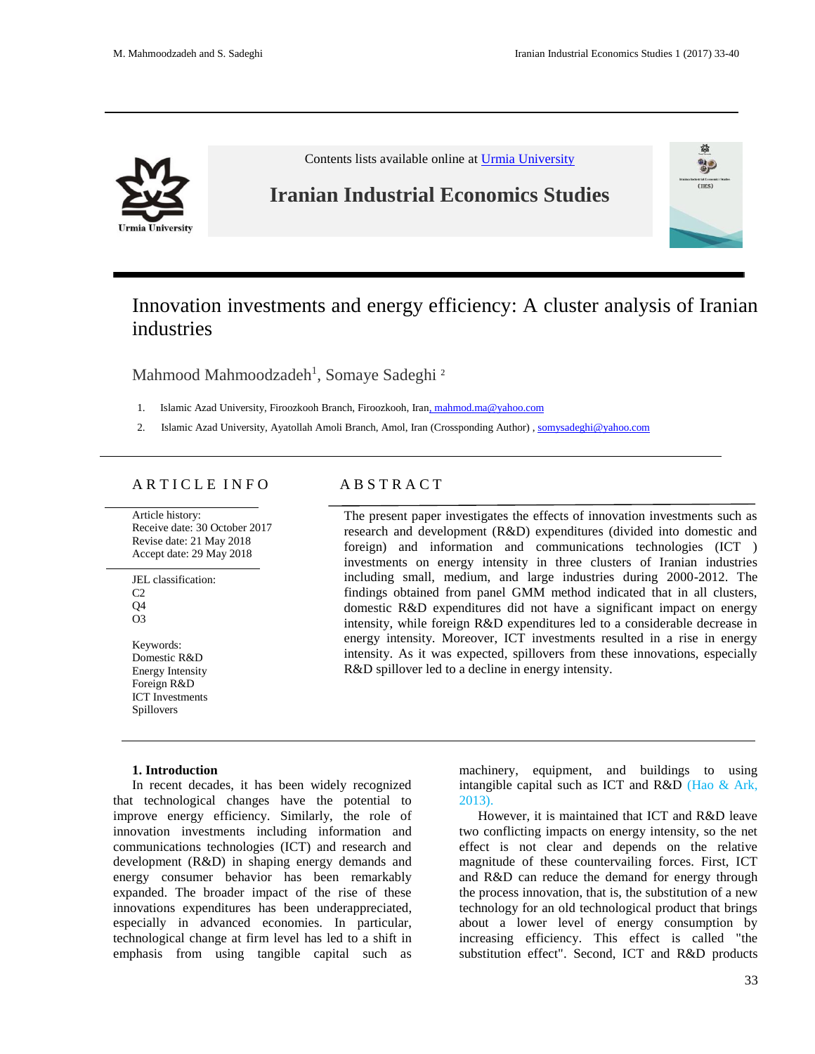Contents lists available online at Urmia University

**Iranian Industrial Economics Studies**

# Innovation investments and energy efficiency: A cluster analysis of Iranian industries

Mahmood Mahmoodzadeh[1], Somaye Sadeghi [2]

1. Islamic Azad University, Firoozkooh Branch, Firoozkooh, Iran, mahmod.ma@yahoo.com
2. Islamic Azad University, Ayatollah Amoli Branch, Amol, Iran (Crossponding Author) , somysadeghi@yahoo.com

## ARTICLE INFO

Article history:
Receive date: 30 October 2017
Revise date: 21 May 2018
Accept date: 29 May 2018

JEL classification:
C2
Q4
O3

Keywords:
Domestic R&D
Energy Intensity
Foreign R&D
ICT Investments
Spillovers

## ABSTRACT

The present paper investigates the effects of innovation investments such as research and development (R&D) expenditures (divided into domestic and foreign) and information and communications technologies (ICT ) investments on energy intensity in three clusters of Iranian industries including small, medium, and large industries during 2000-2012. The findings obtained from panel GMM method indicated that in all clusters, domestic R&D expenditures did not have a significant impact on energy intensity, while foreign R&D expenditures led to a considerable decrease in energy intensity. Moreover, ICT investments resulted in a rise in energy intensity. As it was expected, spillovers from these innovations, especially R&D spillover led to a decline in energy intensity.

### 1. Introduction

In recent decades, it has been widely recognized that technological changes have the potential to improve energy efficiency. Similarly, the role of innovation investments including information and communications technologies (ICT) and research and development (R&D) in shaping energy demands and energy consumer behavior has been remarkably expanded. The broader impact of the rise of these innovations expenditures has been underappreciated, especially in advanced economies. In particular, technological change at firm level has led to a shift in emphasis from using tangible capital such as machinery, equipment, and buildings to using intangible capital such as ICT and R&D (Hao & Ark, 2013).

However, it is maintained that ICT and R&D leave two conflicting impacts on energy intensity, so the net effect is not clear and depends on the relative magnitude of these countervailing forces. First, ICT and R&D can reduce the demand for energy through the process innovation, that is, the substitution of a new technology for an old technological product that brings about a lower level of energy consumption by increasing efficiency. This effect is called "the substitution effect". Second, ICT and R&D products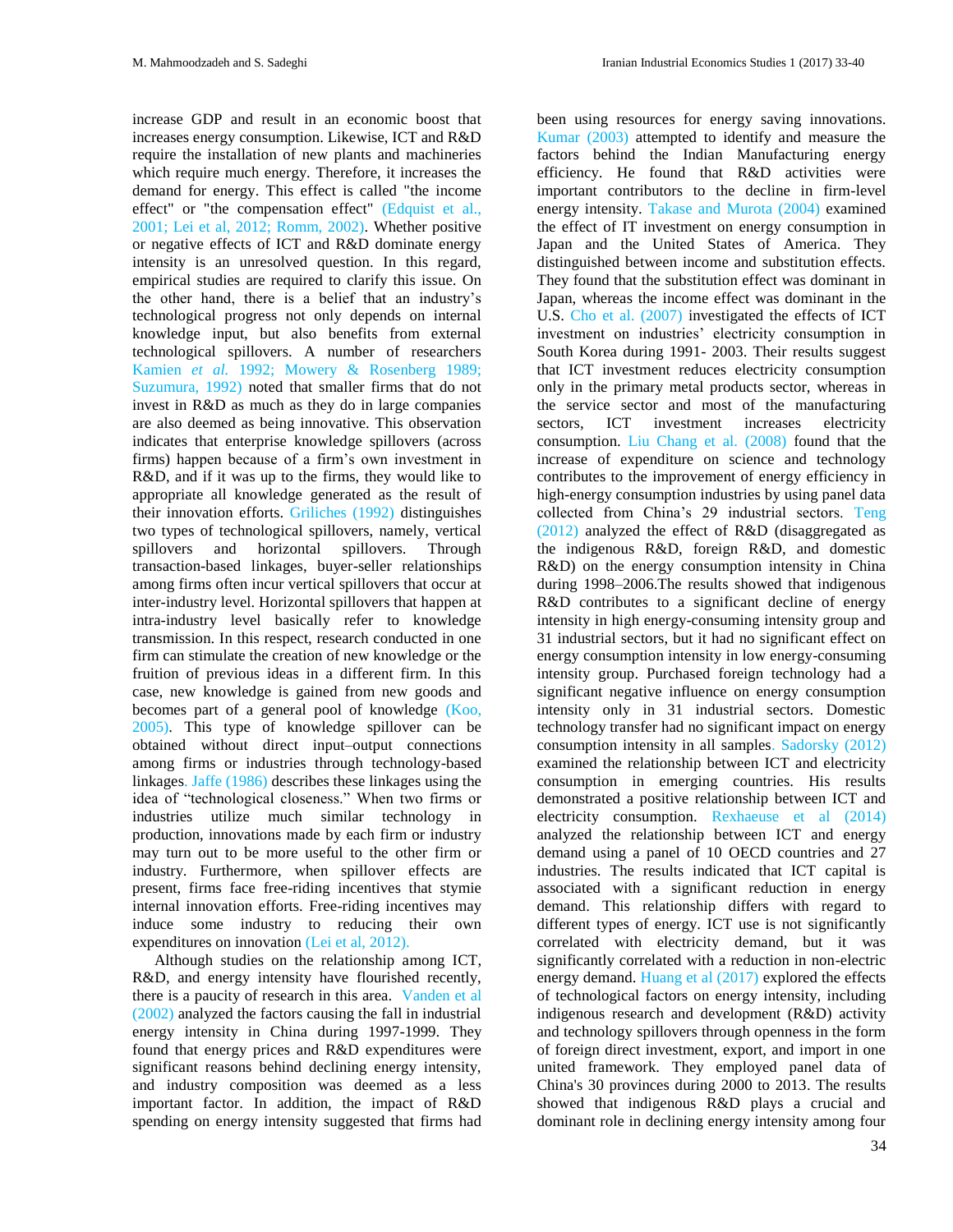increase GDP and result in an economic boost that increases energy consumption. Likewise, ICT and R&D require the installation of new plants and machineries which require much energy. Therefore, it increases the demand for energy. This effect is called "the income effect" or "the compensation effect" (Edquist et al., 2001; Lei et al, 2012; Romm, 2002). Whether positive or negative effects of ICT and R&D dominate energy intensity is an unresolved question. In this regard, empirical studies are required to clarify this issue. On the other hand, there is a belief that an industry's technological progress not only depends on internal knowledge input, but also benefits from external technological spillovers. A number of researchers Kamien *et al.* 1992; Mowery & Rosenberg 1989; Suzumura, 1992) noted that smaller firms that do not invest in R&D as much as they do in large companies are also deemed as being innovative. This observation indicates that enterprise knowledge spillovers (across firms) happen because of a firm's own investment in R&D, and if it was up to the firms, they would like to appropriate all knowledge generated as the result of their innovation efforts. Griliches (1992) distinguishes two types of technological spillovers, namely, vertical spillovers and horizontal spillovers. Through transaction-based linkages, buyer-seller relationships among firms often incur vertical spillovers that occur at inter-industry level. Horizontal spillovers that happen at intra-industry level basically refer to knowledge transmission. In this respect, research conducted in one firm can stimulate the creation of new knowledge or the fruition of previous ideas in a different firm. In this case, new knowledge is gained from new goods and becomes part of a general pool of knowledge (Koo, 2005). This type of knowledge spillover can be obtained without direct input–output connections among firms or industries through technology-based linkages. Jaffe (1986) describes these linkages using the idea of "technological closeness." When two firms or industries utilize much similar technology in production, innovations made by each firm or industry may turn out to be more useful to the other firm or industry. Furthermore, when spillover effects are present, firms face free-riding incentives that stymie internal innovation efforts. Free-riding incentives may induce some industry to reducing their own expenditures on innovation (Lei et al, 2012).

Although studies on the relationship among ICT, R&D, and energy intensity have flourished recently, there is a paucity of research in this area. Vanden et al (2002) analyzed the factors causing the fall in industrial energy intensity in China during 1997-1999. They found that energy prices and R&D expenditures were significant reasons behind declining energy intensity, and industry composition was deemed as a less important factor. In addition, the impact of R&D spending on energy intensity suggested that firms had been using resources for energy saving innovations. Kumar (2003) attempted to identify and measure the factors behind the Indian Manufacturing energy efficiency. He found that R&D activities were important contributors to the decline in firm-level energy intensity. Takase and Murota (2004) examined the effect of IT investment on energy consumption in Japan and the United States of America. They distinguished between income and substitution effects. They found that the substitution effect was dominant in Japan, whereas the income effect was dominant in the U.S. Cho et al. (2007) investigated the effects of ICT investment on industries' electricity consumption in South Korea during 1991- 2003. Their results suggest that ICT investment reduces electricity consumption only in the primary metal products sector, whereas in the service sector and most of the manufacturing sectors, ICT investment increases electricity consumption. Liu Chang et al. (2008) found that the increase of expenditure on science and technology contributes to the improvement of energy efficiency in high-energy consumption industries by using panel data collected from China's 29 industrial sectors. Teng (2012) analyzed the effect of R&D (disaggregated as the indigenous R&D, foreign R&D, and domestic R&D) on the energy consumption intensity in China during 1998–2006.The results showed that indigenous R&D contributes to a significant decline of energy intensity in high energy-consuming intensity group and 31 industrial sectors, but it had no significant effect on energy consumption intensity in low energy-consuming intensity group. Purchased foreign technology had a significant negative influence on energy consumption intensity only in 31 industrial sectors. Domestic technology transfer had no significant impact on energy consumption intensity in all samples. Sadorsky (2012) examined the relationship between ICT and electricity consumption in emerging countries. His results demonstrated a positive relationship between ICT and electricity consumption. Rexhaeuse et al (2014) analyzed the relationship between ICT and energy demand using a panel of 10 OECD countries and 27 industries. The results indicated that ICT capital is associated with a significant reduction in energy demand. This relationship differs with regard to different types of energy. ICT use is not significantly correlated with electricity demand, but it was significantly correlated with a reduction in non-electric energy demand. Huang et al (2017) explored the effects of technological factors on energy intensity, including indigenous research and development (R&D) activity and technology spillovers through openness in the form of foreign direct investment, export, and import in one united framework. They employed panel data of China's 30 provinces during 2000 to 2013. The results showed that indigenous R&D plays a crucial and dominant role in declining energy intensity among four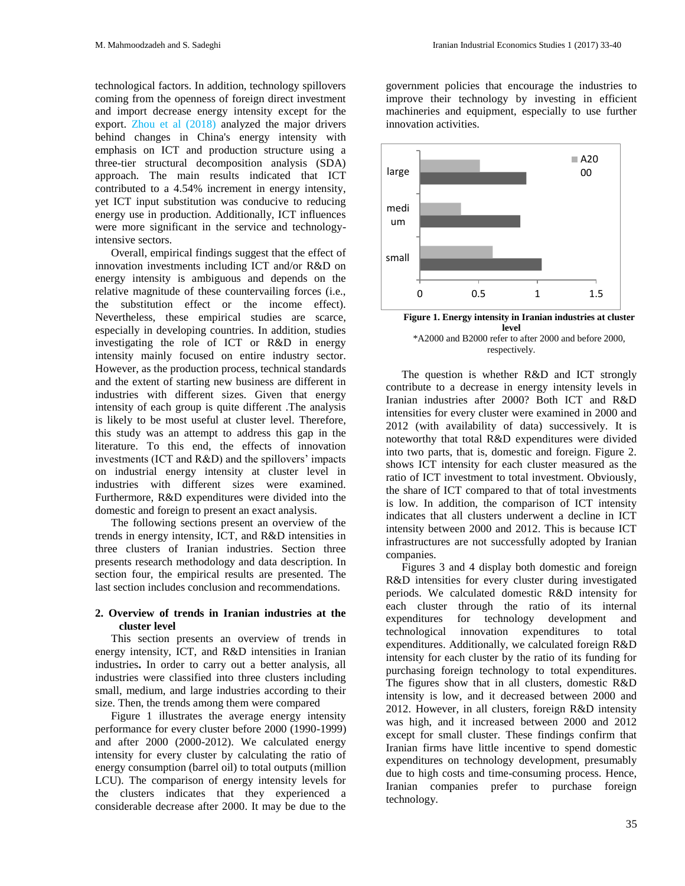technological factors. In addition, technology spillovers coming from the openness of foreign direct investment and import decrease energy intensity except for the export. Zhou et al (2018) analyzed the major drivers behind changes in China's energy intensity with emphasis on ICT and production structure using a three-tier structural decomposition analysis (SDA) approach. The main results indicated that ICT contributed to a 4.54% increment in energy intensity, yet ICT input substitution was conducive to reducing energy use in production. Additionally, ICT influences were more significant in the service and technology-intensive sectors.

Overall, empirical findings suggest that the effect of innovation investments including ICT and/or R&D on energy intensity is ambiguous and depends on the relative magnitude of these countervailing forces (i.e., the substitution effect or the income effect). Nevertheless, these empirical studies are scarce, especially in developing countries. In addition, studies investigating the role of ICT or R&D in energy intensity mainly focused on entire industry sector. However, as the production process, technical standards and the extent of starting new business are different in industries with different sizes. Given that energy intensity of each group is quite different .The analysis is likely to be most useful at cluster level. Therefore, this study was an attempt to address this gap in the literature. To this end, the effects of innovation investments (ICT and R&D) and the spillovers' impacts on industrial energy intensity at cluster level in industries with different sizes were examined. Furthermore, R&D expenditures were divided into the domestic and foreign to present an exact analysis.

The following sections present an overview of the trends in energy intensity, ICT, and R&D intensities in three clusters of Iranian industries. Section three presents research methodology and data description. In section four, the empirical results are presented. The last section includes conclusion and recommendations.

## 2. Overview of trends in Iranian industries at the cluster level

This section presents an overview of trends in energy intensity, ICT, and R&D intensities in Iranian industries**.** In order to carry out a better analysis, all industries were classified into three clusters including small, medium, and large industries according to their size. Then, the trends among them were compared

Figure 1 illustrates the average energy intensity performance for every cluster before 2000 (1990-1999) and after 2000 (2000-2012). We calculated energy intensity for every cluster by calculating the ratio of energy consumption (barrel oil) to total outputs (million LCU). The comparison of energy intensity levels for the clusters indicates that they experienced a considerable decrease after 2000. It may be due to the government policies that encourage the industries to improve their technology by investing in efficient machineries and equipment, especially to use further innovation activities.

**Figure 1. Energy intensity in Iranian industries at cluster level**

*A2000 and B2000 refer to after 2000 and before 2000, respectively.

The question is whether R&D and ICT strongly contribute to a decrease in energy intensity levels in Iranian industries after 2000? Both ICT and R&D intensities for every cluster were examined in 2000 and 2012 (with availability of data) successively. It is noteworthy that total R&D expenditures were divided into two parts, that is, domestic and foreign. Figure 2. shows ICT intensity for each cluster measured as the ratio of ICT investment to total investment. Obviously, the share of ICT compared to that of total investments is low. In addition, the comparison of ICT intensity indicates that all clusters underwent a decline in ICT intensity between 2000 and 2012. This is because ICT infrastructures are not successfully adopted by Iranian companies.

Figures 3 and 4 display both domestic and foreign R&D intensities for every cluster during investigated periods. We calculated domestic R&D intensity for each cluster through the ratio of its internal expenditures for technology development and technological innovation expenditures to total expenditures. Additionally, we calculated foreign R&D intensity for each cluster by the ratio of its funding for purchasing foreign technology to total expenditures. The figures show that in all clusters, domestic R&D intensity is low, and it decreased between 2000 and 2012. However, in all clusters, foreign R&D intensity was high, and it increased between 2000 and 2012 except for small cluster. These findings confirm that Iranian firms have little incentive to spend domestic expenditures on technology development, presumably due to high costs and time-consuming process. Hence, Iranian companies prefer to purchase foreign technology.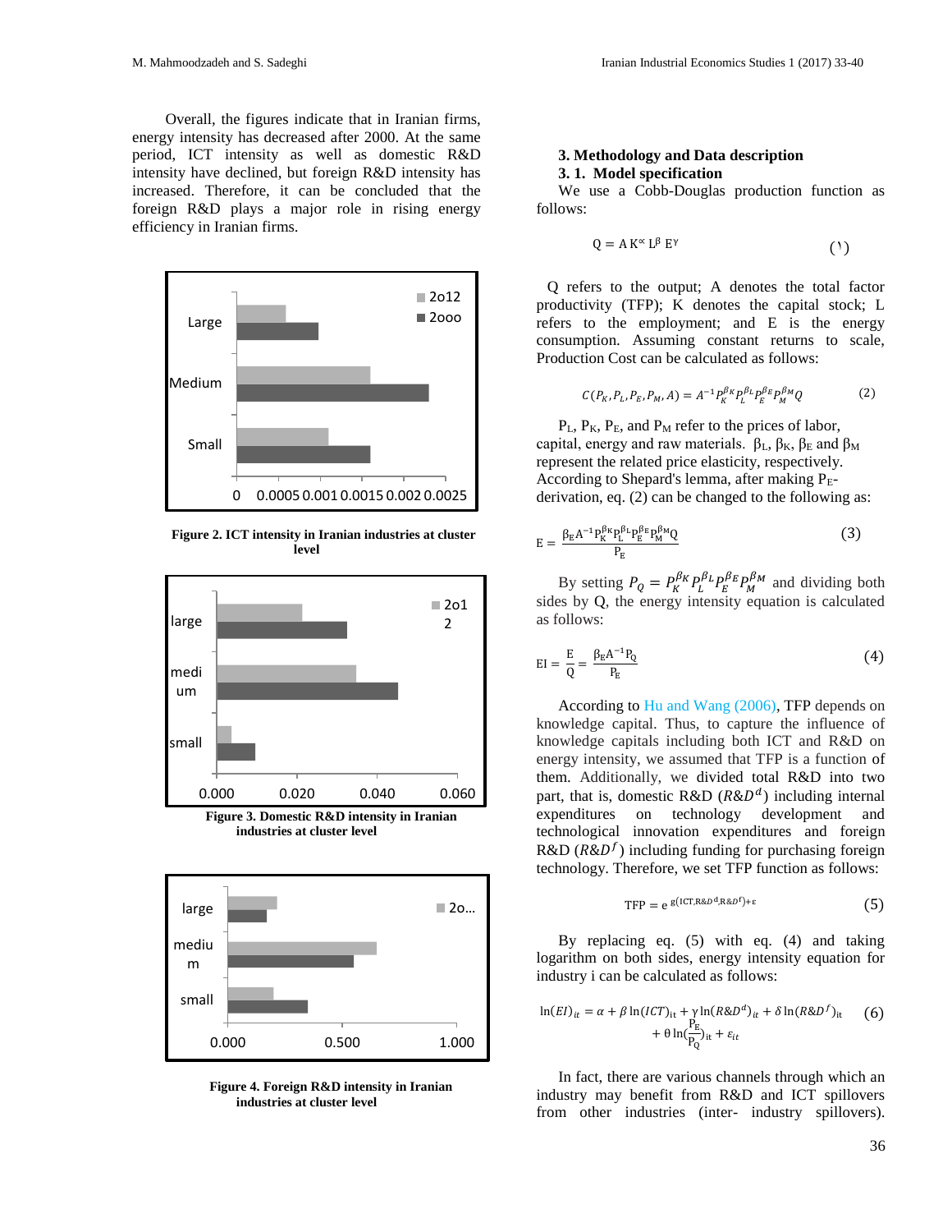Overall, the figures indicate that in Iranian firms, energy intensity has decreased after 2000. At the same period, ICT intensity as well as domestic R&D intensity have declined, but foreign R&D intensity has increased. Therefore, it can be concluded that the foreign R&D plays a major role in rising energy efficiency in Iranian firms.

**Figure 2. ICT intensity in Iranian industries at cluster level**

**Figure 3. Domestic R&D intensity in Iranian industries at cluster level**

**Figure 4. Foreign R&D intensity in Iranian industries at cluster level**

## 3. Methodology and Data description

### 3. 1. Model specification

We use a Cobb-Douglas production function as follows:

$$Q = A K^{\alpha} L^{\beta} E^{\gamma} \quad (1)$$

Q refers to the output; A denotes the total factor productivity (TFP); K denotes the capital stock; L refers to the employment; and E is the energy consumption. Assuming constant returns to scale, Production Cost can be calculated as follows:

$$C(P_K, P_L, P_E, P_M, A) = A^{-1} P_K^{\beta_K} P_L^{\beta_L} P_E^{\beta_E} P_M^{\beta_M} Q \quad (2)$$

$P_L$, $P_K$, $P_E$, and $P_M$ refer to the prices of labor, capital, energy and raw materials. $\beta_L$, $\beta_K$, $\beta_E$ and $\beta_M$ represent the related price elasticity, respectively. According to Shepard's lemma, after making $P_E$-derivation, eq. (2) can be changed to the following as:

$$E = \frac{\beta_E A^{-1} P_K^{\beta_K} P_L^{\beta_L} P_E^{\beta_E} P_M^{\beta_M} Q}{P_E} \quad (3)$$

By setting $P_Q = P_K^{\beta_K} P_L^{\beta_L} P_E^{\beta_E} P_M^{\beta_M}$ and dividing both sides by Q, the energy intensity equation is calculated as follows:

$$EI = \frac{E}{Q} = \frac{\beta_E A^{-1} P_Q}{P_E} \quad (4)$$

According to Hu and Wang (2006), TFP depends on knowledge capital. Thus, to capture the influence of knowledge capitals including both ICT and R&D on energy intensity, we assumed that TFP is a function of them. Additionally, we divided total R&D into two part, that is, domestic R&D ($R\&D^d$) including internal expenditures on technology development and technological innovation expenditures and foreign R&D ($R\&D^f$) including funding for purchasing foreign technology. Therefore, we set TFP function as follows:

$$TFP = e^{g(ICT, R\&D^d, R\&D^f) + \varepsilon} \quad (5)$$

By replacing eq. (5) with eq. (4) and taking logarithm on both sides, energy intensity equation for industry i can be calculated as follows:

$$\ln(EI)_{it} = \alpha + \beta \ln(ICT)_{it} + \gamma \ln(R\&D^d)_{it} + \delta \ln(R\&D^f)_{it} + \theta \ln\left(\frac{P_E}{P_Q}\right)_{it} + \varepsilon_{it} \quad (6)$$

In fact, there are various channels through which an industry may benefit from R&D and ICT spillovers from other industries (inter- industry spillovers).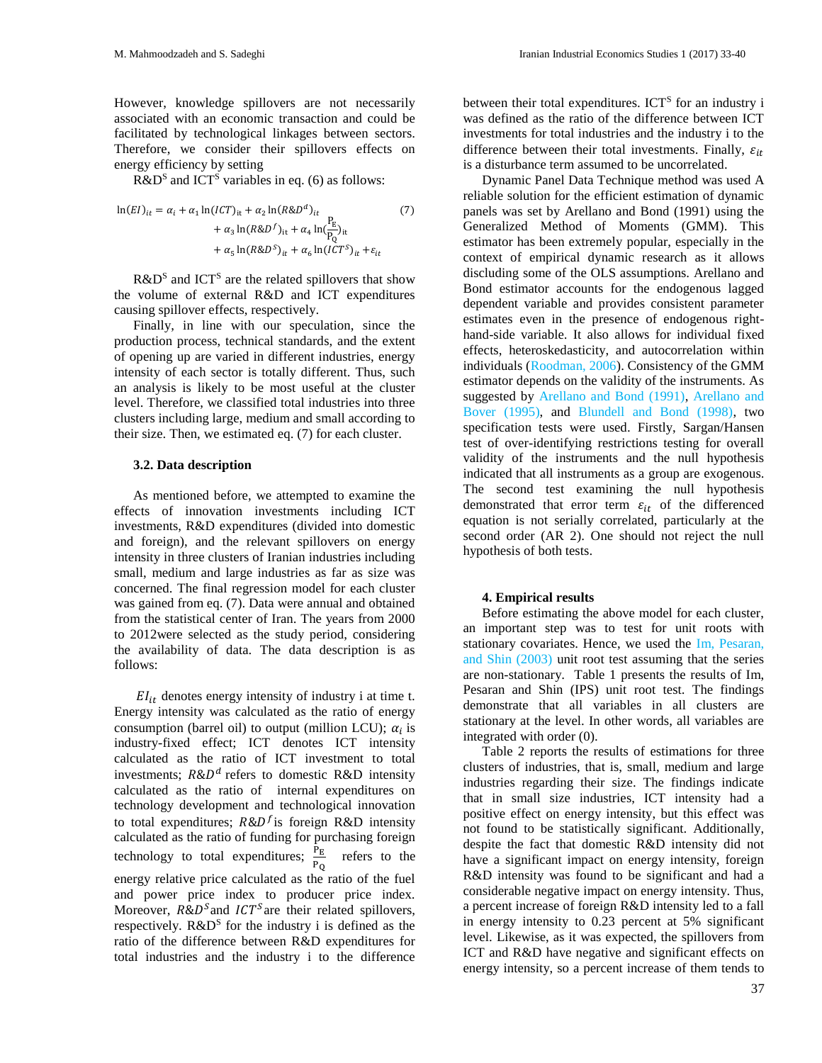However, knowledge spillovers are not necessarily associated with an economic transaction and could be facilitated by technological linkages between sectors. Therefore, we consider their spillovers effects on energy efficiency by setting

R&D$^S$ and ICT$^S$ variables in eq. (6) as follows:

$$\ln(EI)_{it} = \alpha_i + \alpha_1 \ln(ICT)_{it} + \alpha_2 \ln(R\&D^d)_{it} + \alpha_3 \ln(R\&D^f)_{it} + \alpha_4 \ln(\frac{P_E}{P_Q})_{it} + \alpha_5 \ln(R\&D^S)_{it} + \alpha_6 \ln(ICT^S)_{it} + \varepsilon_{it} \quad (7)$$

R&D$^S$ and ICT$^S$ are the related spillovers that show the volume of external R&D and ICT expenditures causing spillover effects, respectively.

Finally, in line with our speculation, since the production process, technical standards, and the extent of opening up are varied in different industries, energy intensity of each sector is totally different. Thus, such an analysis is likely to be most useful at the cluster level. Therefore, we classified total industries into three clusters including large, medium and small according to their size. Then, we estimated eq. (7) for each cluster.

### 3.2. Data description

As mentioned before, we attempted to examine the effects of innovation investments including ICT investments, R&D expenditures (divided into domestic and foreign), and the relevant spillovers on energy intensity in three clusters of Iranian industries including small, medium and large industries as far as size was concerned. The final regression model for each cluster was gained from eq. (7). Data were annual and obtained from the statistical center of Iran. The years from 2000 to 2012were selected as the study period, considering the availability of data. The data description is as follows:

$EI_{it}$ denotes energy intensity of industry i at time t. Energy intensity was calculated as the ratio of energy consumption (barrel oil) to output (million LCU); $\alpha_i$ is industry-fixed effect; ICT denotes ICT intensity calculated as the ratio of ICT investment to total investments; $R\&D^d$ refers to domestic R&D intensity calculated as the ratio of internal expenditures on technology development and technological innovation to total expenditures; $R\&D^f$is foreign R&D intensity calculated as the ratio of funding for purchasing foreign technology to total expenditures; $\frac{P_E}{P_Q}$ refers to the energy relative price calculated as the ratio of the fuel and power price index to producer price index. Moreover, $R\&D^S$and $ICT^S$are their related spillovers, respectively. R&D$^S$ for the industry i is defined as the ratio of the difference between R&D expenditures for total industries and the industry i to the difference between their total expenditures. ICT$^S$ for an industry i was defined as the ratio of the difference between ICT investments for total industries and the industry i to the difference between their total investments. Finally, $\varepsilon_{it}$ is a disturbance term assumed to be uncorrelated.

Dynamic Panel Data Technique method was used A reliable solution for the efficient estimation of dynamic panels was set by Arellano and Bond (1991) using the Generalized Method of Moments (GMM). This estimator has been extremely popular, especially in the context of empirical dynamic research as it allows discluding some of the OLS assumptions. Arellano and Bond estimator accounts for the endogenous lagged dependent variable and provides consistent parameter estimates even in the presence of endogenous right-hand-side variable. It also allows for individual fixed effects, heteroskedasticity, and autocorrelation within individuals (Roodman, 2006). Consistency of the GMM estimator depends on the validity of the instruments. As suggested by Arellano and Bond (1991), Arellano and Bover (1995), and Blundell and Bond (1998), two specification tests were used. Firstly, Sargan/Hansen test of over-identifying restrictions testing for overall validity of the instruments and the null hypothesis indicated that all instruments as a group are exogenous. The second test examining the null hypothesis demonstrated that error term $\varepsilon_{it}$ of the differenced equation is not serially correlated, particularly at the second order (AR 2). One should not reject the null hypothesis of both tests.

## 4. Empirical results

Before estimating the above model for each cluster, an important step was to test for unit roots with stationary covariates. Hence, we used the Im, Pesaran, and Shin (2003) unit root test assuming that the series are non-stationary. Table 1 presents the results of Im, Pesaran and Shin (IPS) unit root test. The findings demonstrate that all variables in all clusters are stationary at the level. In other words, all variables are integrated with order (0).

Table 2 reports the results of estimations for three clusters of industries, that is, small, medium and large industries regarding their size. The findings indicate that in small size industries, ICT intensity had a positive effect on energy intensity, but this effect was not found to be statistically significant. Additionally, despite the fact that domestic R&D intensity did not have a significant impact on energy intensity, foreign R&D intensity was found to be significant and had a considerably negative impact on energy intensity. Thus, a percent increase of foreign R&D intensity led to a fall in energy intensity to 0.23 percent at 5% significant level. Likewise, as it was expected, the spillovers from ICT and R&D have negative and significant effects on energy intensity, so a percent increase of them tends to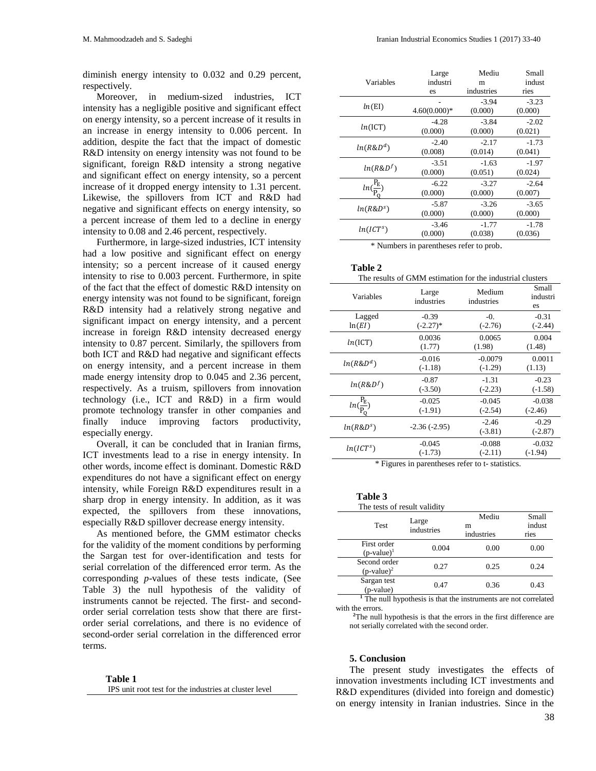diminish energy intensity to 0.032 and 0.29 percent, respectively.

Moreover, in medium-sized industries, ICT intensity has a negligible positive and significant effect on energy intensity, so a percent increase of it results in an increase in energy intensity to 0.006 percent. In addition, despite the fact that the impact of domestic R&D intensity on energy intensity was not found to be significant, foreign R&D intensity a strong negative and significant effect on energy intensity, so a percent increase of it dropped energy intensity to 1.31 percent. Likewise, the spillovers from ICT and R&D had negative and significant effects on energy intensity, so a percent increase of them led to a decline in energy intensity to 0.08 and 2.46 percent, respectively.

Furthermore, in large-sized industries, ICT intensity had a low positive and significant effect on energy intensity; so a percent increase of it caused energy intensity to rise to 0.003 percent. Furthermore, in spite of the fact that the effect of domestic R&D intensity on energy intensity was not found to be significant, foreign R&D intensity had a relatively strong negative and significant impact on energy intensity, and a percent increase in foreign R&D intensity decreased energy intensity to 0.87 percent. Similarly, the spillovers from both ICT and R&D had negative and significant effects on energy intensity, and a percent increase in them made energy intensity drop to 0.045 and 2.36 percent, respectively. As a truism, spillovers from innovation technology (i.e., ICT and R&D) in a firm would promote technology transfer in other companies and finally induce improving factors productivity, especially energy.

Overall, it can be concluded that in Iranian firms, ICT investments lead to a rise in energy intensity. In other words, income effect is dominant. Domestic R&D expenditures do not have a significant effect on energy intensity, while Foreign R&D expenditures result in a sharp drop in energy intensity. In addition, as it was expected, the spillovers from these innovations, especially R&D spillover decrease energy intensity.

As mentioned before, the GMM estimator checks for the validity of the moment conditions by performing the Sargan test for over-identification and tests for serial correlation of the differenced error term. As the corresponding *p*-values of these tests indicate, (See Table 3) the null hypothesis of the validity of instruments cannot be rejected. The first- and second-order serial correlation tests show that there are first-order serial correlations, and there is no evidence of second-order serial correlation in the differenced error terms.

**Table 1**

IPS unit root test for the industries at cluster level

| Variables | Large industries | Medium industries | Small industries |
|---|---|---|---|
| $ln(\text{EI})$ | -4.60(0.000)* | -3.94 (0.000) | -3.23 (0.000) |
| $ln(\text{ICT})$ | -4.28 (0.000) | -3.84 (0.000) | -2.02 (0.021) |
| $ln(R\&D^d)$ | -2.40 (0.008) | -2.17 (0.014) | -1.73 (0.041) |
| $ln(R\&D^f)$ | -3.51 (0.000) | -1.63 (0.051) | -1.97 (0.024) |
| $ln(\frac{P_E}{P_Q})$ | -6.22 (0.000) | -3.27 (0.000) | -2.64 (0.007) |
| $ln(R\&D^s)$ | -5.87 (0.000) | -3.26 (0.000) | -3.65 (0.000) |
| $ln(ICT^s)$ | -3.46 (0.000) | -1.77 (0.038) | -1.78 (0.036) |

\* Numbers in parentheses refer to prob.

**Table 2**

The results of GMM estimation for the industrial clusters

| Variables | Large industries | Medium industries | Small industries |
|---|---|---|---|
| Lagged $\ln(EI)$ | -0.39 (-2.27)* | -0. (-2.76) | -0.31 (-2.44) |
| $ln(\text{ICT})$ | 0.0036 (1.77) | 0.0065 (1.98) | 0.004 (1.48) |
| $ln(R\&D^d)$ | -0.016 (-1.18) | -0.0079 (-1.29) | 0.0011 (1.13) |
| $ln(R\&D^f)$ | -0.87 (-3.50) | -1.31 (-2.23) | -0.23 (-1.58) |
| $ln(\frac{P_E}{P_Q})$ | -0.025 (-1.91) | -0.045 (-2.54) | -0.038 (-2.46) |
| $ln(R\&D^s)$ | -2.36 (-2.95) | -2.46 (-3.81) | -0.29 (-2.87) |
| $ln(ICT^s)$ | -0.045 (-1.73) | -0.088 (-2.11) | -0.032 (-1.94) |

\* Figures in parentheses refer to t- statistics.

**Table 3**

The tests of result validity

| Test | Large industries | Medium industries | Small industries |
|---|---|---|---|
| First order (p-value)[1] | 0.004 | 0.00 | 0.00 |
| Second order (p-value)[2] | 0.27 | 0.25 | 0.24 |
| Sargan test (p-value) | 0.47 | 0.36 | 0.43 |

[1] The null hypothesis is that the instruments are not correlated with the errors.

[2] The null hypothesis is that the errors in the first difference are not serially correlated with the second order.

## 5. Conclusion

The present study investigates the effects of innovation investments including ICT investments and R&D expenditures (divided into foreign and domestic) on energy intensity in Iranian industries. Since in the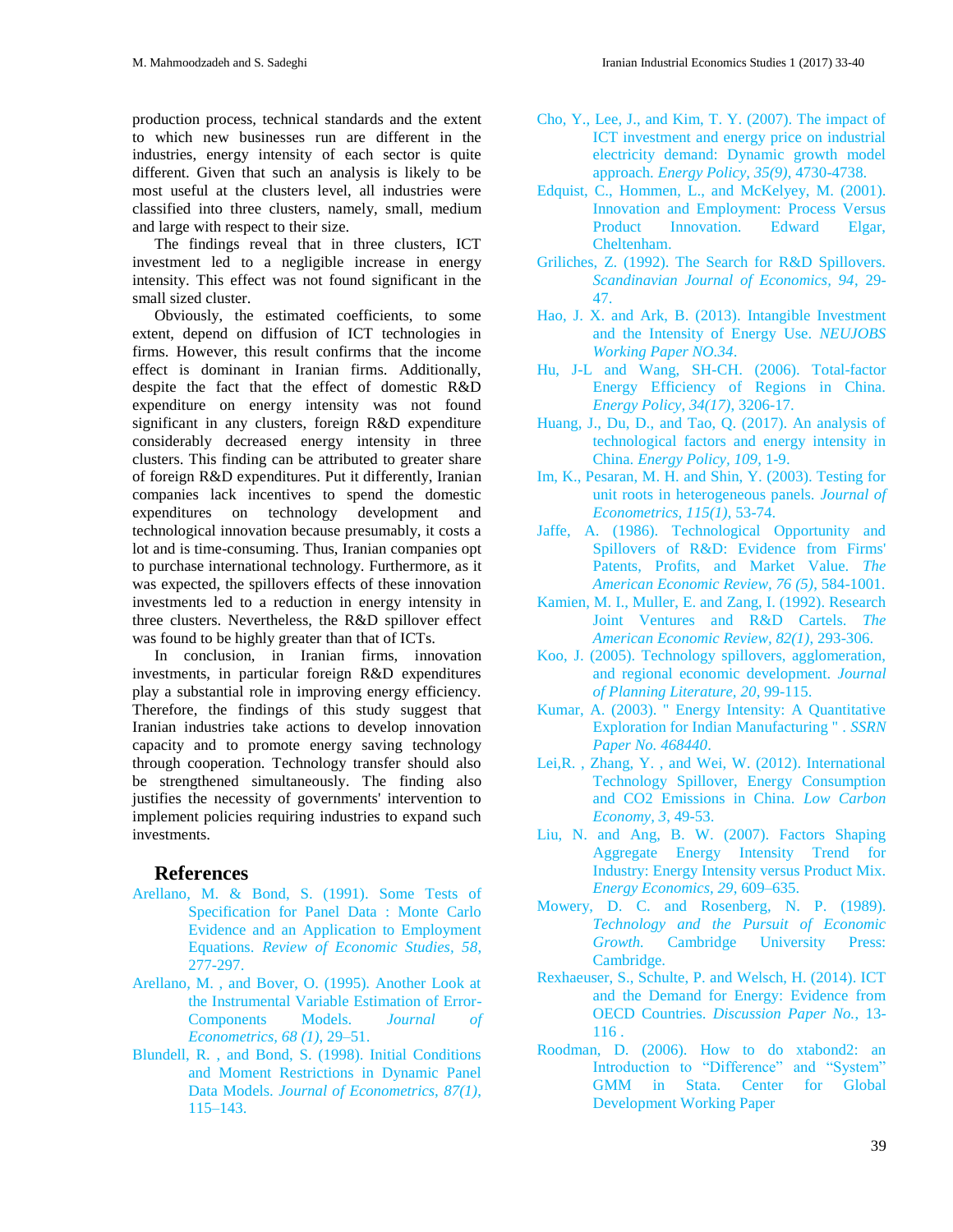production process, technical standards and the extent to which new businesses run are different in the industries, energy intensity of each sector is quite different. Given that such an analysis is likely to be most useful at the clusters level, all industries were classified into three clusters, namely, small, medium and large with respect to their size.

The findings reveal that in three clusters, ICT investment led to a negligible increase in energy intensity. This effect was not found significant in the small sized cluster.

Obviously, the estimated coefficients, to some extent, depend on diffusion of ICT technologies in firms. However, this result confirms that the income effect is dominant in Iranian firms. Additionally, despite the fact that the effect of domestic R&D expenditure on energy intensity was not found significant in any clusters, foreign R&D expenditure considerably decreased energy intensity in three clusters. This finding can be attributed to greater share of foreign R&D expenditures. Put it differently, Iranian companies lack incentives to spend the domestic expenditures on technology development and technological innovation because presumably, it costs a lot and is time-consuming. Thus, Iranian companies opt to purchase international technology. Furthermore, as it was expected, the spillovers effects of these innovation investments led to a reduction in energy intensity in three clusters. Nevertheless, the R&D spillover effect was found to be highly greater than that of ICTs.

In conclusion, in Iranian firms, innovation investments, in particular foreign R&D expenditures play a substantial role in improving energy efficiency. Therefore, the findings of this study suggest that Iranian industries take actions to develop innovation capacity and to promote energy saving technology through cooperation. Technology transfer should also be strengthened simultaneously. The finding also justifies the necessity of governments' intervention to implement policies requiring industries to expand such investments.

## References

Arellano, M. & Bond, S. (1991). Some Tests of Specification for Panel Data : Monte Carlo Evidence and an Application to Employment Equations. *Review of Economic Studies, 58*, 277-297.

Arellano, M. , and Bover, O. (1995). Another Look at the Instrumental Variable Estimation of Error-Components Models. *Journal of Econometrics, 68 (1)*, 29–51.

Blundell, R. , and Bond, S. (1998). Initial Conditions and Moment Restrictions in Dynamic Panel Data Models. *Journal of Econometrics, 87(1)*, 115–143.

Cho, Y., Lee, J., and Kim, T. Y. (2007). The impact of ICT investment and energy price on industrial electricity demand: Dynamic growth model approach. *Energy Policy, 35(9)*, 4730-4738.

Edquist, C., Hommen, L., and McKelyey, M. (2001). Innovation and Employment: Process Versus Product Innovation. Edward Elgar, Cheltenham.

Griliches, Z. (1992). The Search for R&D Spillovers. *Scandinavian Journal of Economics, 94*, 29-47.

Hao, J. X. and Ark, B. (2013). Intangible Investment and the Intensity of Energy Use. *NEUJOBS Working Paper NO.34*.

Hu, J-L and Wang, SH-CH. (2006). Total-factor Energy Efficiency of Regions in China. *Energy Policy, 34(17)*, 3206-17.

Huang, J., Du, D., and Tao, Q. (2017). An analysis of technological factors and energy intensity in China. *Energy Policy, 109*, 1-9.

Im, K., Pesaran, M. H. and Shin, Y. (2003). Testing for unit roots in heterogeneous panels. *Journal of Econometrics, 115(1)*, 53-74.

Jaffe, A. (1986). Technological Opportunity and Spillovers of R&D: Evidence from Firms' Patents, Profits, and Market Value. *The American Economic Review, 76 (5)*, 584-1001.

Kamien, M. I., Muller, E. and Zang, I. (1992). Research Joint Ventures and R&D Cartels. *The American Economic Review, 82(1)*, 293-306.

Koo, J. (2005). Technology spillovers, agglomeration, and regional economic development. *Journal of Planning Literature, 20*, 99-115.

Kumar, A. (2003). " Energy Intensity: A Quantitative Exploration for Indian Manufacturing " . *SSRN Paper No. 468440*.

Lei,R. , Zhang, Y. , and Wei, W. (2012). International Technology Spillover, Energy Consumption and CO2 Emissions in China. *Low Carbon Economy, 3*, 49-53.

Liu, N. and Ang, B. W. (2007). Factors Shaping Aggregate Energy Intensity Trend for Industry: Energy Intensity versus Product Mix. *Energy Economics, 29*, 609–635.

Mowery, D. C. and Rosenberg, N. P. (1989). *Technology and the Pursuit of Economic Growth.* Cambridge University Press: Cambridge.

Rexhaeuser, S., Schulte, P. and Welsch, H. (2014). ICT and the Demand for Energy: Evidence from OECD Countries. *Discussion Paper No.*, 13-116 .

Roodman, D. (2006). How to do xtabond2: an Introduction to "Difference" and "System" GMM in Stata. Center for Global Development Working Paper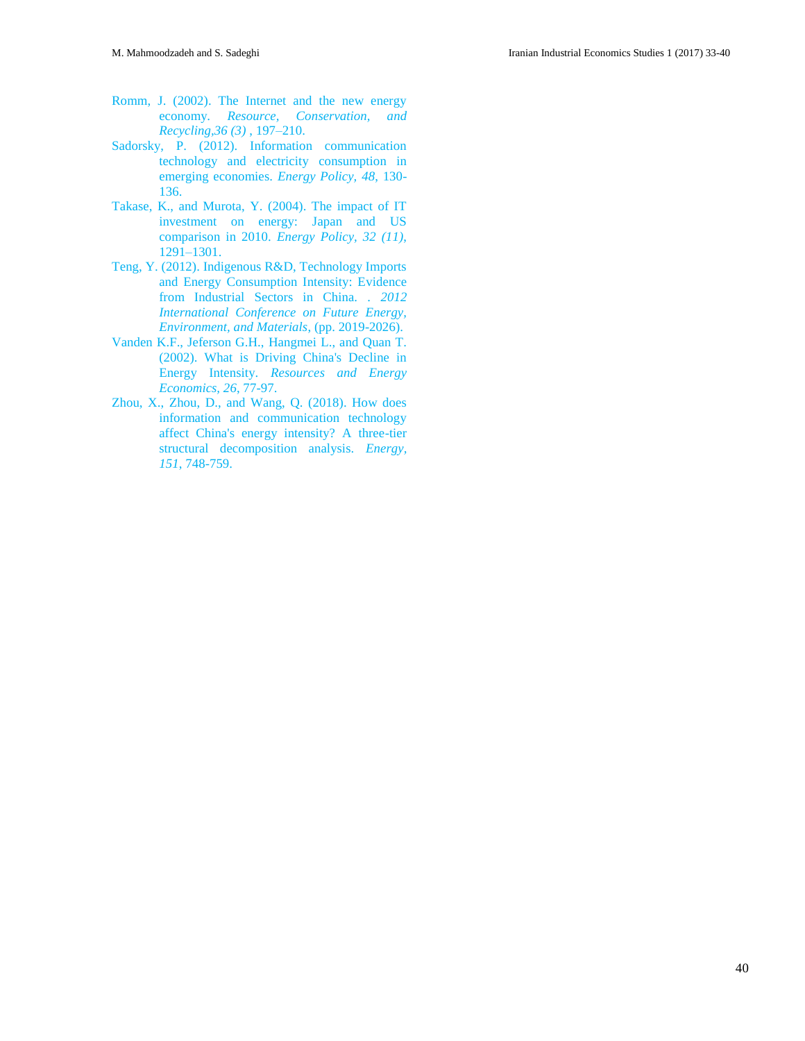Romm, J. (2002). The Internet and the new energy economy. *Resource, Conservation, and Recycling,36 (3)* , 197–210.

Sadorsky, P. (2012). Information communication technology and electricity consumption in emerging economies. *Energy Policy, 48*, 130-136.

Takase, K., and Murota, Y. (2004). The impact of IT investment on energy: Japan and US comparison in 2010. *Energy Policy, 32 (11)*, 1291–1301.

Teng, Y. (2012). Indigenous R&D, Technology Imports and Energy Consumption Intensity: Evidence from Industrial Sectors in China. . *2012 International Conference on Future Energy, Environment, and Materials*, (pp. 2019-2026).

Vanden K.F., Jeferson G.H., Hangmei L., and Quan T. (2002). What is Driving China's Decline in Energy Intensity. *Resources and Energy Economics, 26*, 77-97.

Zhou, X., Zhou, D., and Wang, Q. (2018). How does information and communication technology affect China's energy intensity? A three-tier structural decomposition analysis. *Energy, 151*, 748-759.